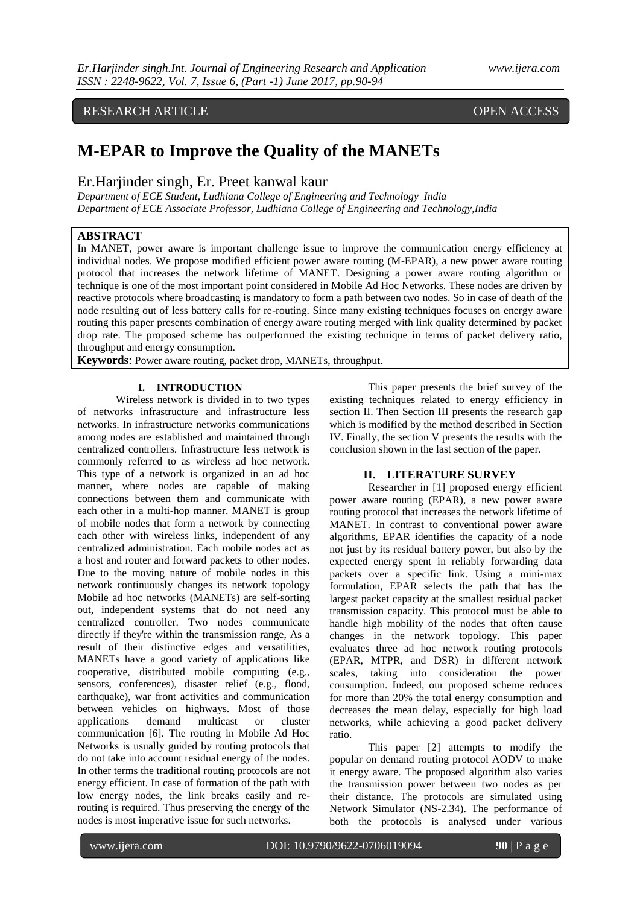RESEARCH ARTICLE OPEN ACCESS

# M-EPAR to Improve the Quality of the MANETs

Er.Harjinder singh, Er. Preet kanwal kaur

*Department of ECE Student, Ludhiana College of Engineering and Technology India*
*Department of ECE Associate Professor, Ludhiana College of Engineering and Technology,India*

## ABSTRACT

In MANET, power aware is important challenge issue to improve the communication energy efficiency at individual nodes. We propose modified efficient power aware routing (M-EPAR), a new power aware routing protocol that increases the network lifetime of MANET. Designing a power aware routing algorithm or technique is one of the most important point considered in Mobile Ad Hoc Networks. These nodes are driven by reactive protocols where broadcasting is mandatory to form a path between two nodes. So in case of death of the node resulting out of less battery calls for re-routing. Since many existing techniques focuses on energy aware routing this paper presents combination of energy aware routing merged with link quality determined by packet drop rate. The proposed scheme has outperformed the existing technique in terms of packet delivery ratio, throughput and energy consumption.

**Keywords**: Power aware routing, packet drop, MANETs, throughput.

## I. INTRODUCTION

Wireless network is divided in to two types of networks infrastructure and infrastructure less networks. In infrastructure networks communications among nodes are established and maintained through centralized controllers. Infrastructure less network is commonly referred to as wireless ad hoc network. This type of a network is organized in an ad hoc manner, where nodes are capable of making connections between them and communicate with each other in a multi-hop manner. MANET is group of mobile nodes that form a network by connecting each other with wireless links, independent of any centralized administration. Each mobile nodes act as a host and router and forward packets to other nodes. Due to the moving nature of mobile nodes in this network continuously changes its network topology Mobile ad hoc networks (MANETs) are self-sorting out, independent systems that do not need any centralized controller. Two nodes communicate directly if they're within the transmission range, As a result of their distinctive edges and versatilities, MANETs have a good variety of applications like cooperative, distributed mobile computing (e.g., sensors, conferences), disaster relief (e.g., flood, earthquake), war front activities and communication between vehicles on highways. Most of those applications demand multicast or cluster communication [6]. The routing in Mobile Ad Hoc Networks is usually guided by routing protocols that do not take into account residual energy of the nodes. In other terms the traditional routing protocols are not energy efficient. In case of formation of the path with low energy nodes, the link breaks easily and re-routing is required. Thus preserving the energy of the nodes is most imperative issue for such networks.

This paper presents the brief survey of the existing techniques related to energy efficiency in section II. Then Section III presents the research gap which is modified by the method described in Section IV. Finally, the section V presents the results with the conclusion shown in the last section of the paper.

## II. LITERATURE SURVEY

Researcher in [1] proposed energy efficient power aware routing (EPAR), a new power aware routing protocol that increases the network lifetime of MANET. In contrast to conventional power aware algorithms, EPAR identifies the capacity of a node not just by its residual battery power, but also by the expected energy spent in reliably forwarding data packets over a specific link. Using a mini-max formulation, EPAR selects the path that has the largest packet capacity at the smallest residual packet transmission capacity. This protocol must be able to handle high mobility of the nodes that often cause changes in the network topology. This paper evaluates three ad hoc network routing protocols (EPAR, MTPR, and DSR) in different network scales, taking into consideration the power consumption. Indeed, our proposed scheme reduces for more than 20% the total energy consumption and decreases the mean delay, especially for high load networks, while achieving a good packet delivery ratio.

This paper [2] attempts to modify the popular on demand routing protocol AODV to make it energy aware. The proposed algorithm also varies the transmission power between two nodes as per their distance. The protocols are simulated using Network Simulator (NS-2.34). The performance of both the protocols is analysed under various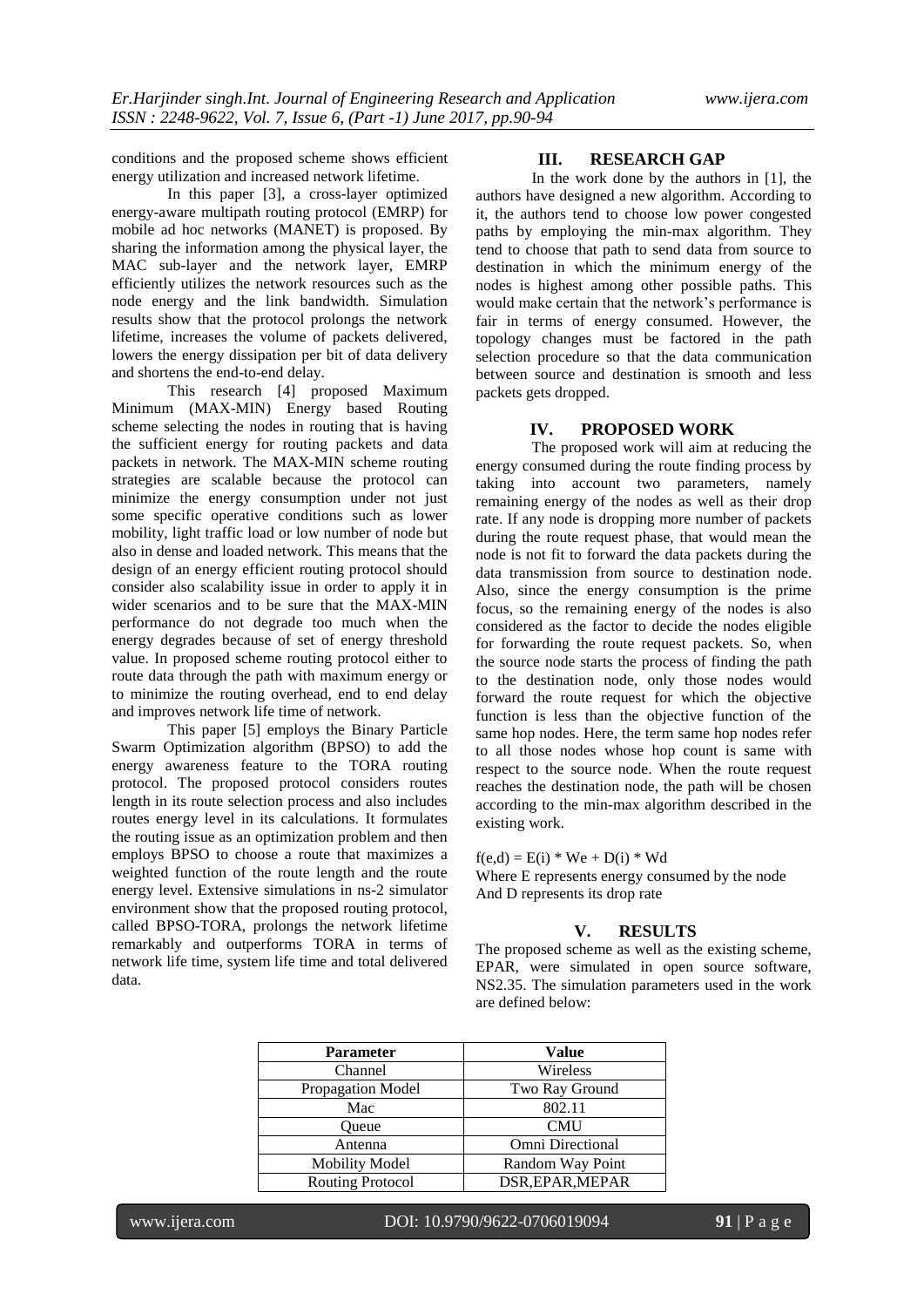conditions and the proposed scheme shows efficient energy utilization and increased network lifetime.

In this paper [3], a cross-layer optimized energy-aware multipath routing protocol (EMRP) for mobile ad hoc networks (MANET) is proposed. By sharing the information among the physical layer, the MAC sub-layer and the network layer, EMRP efficiently utilizes the network resources such as the node energy and the link bandwidth. Simulation results show that the protocol prolongs the network lifetime, increases the volume of packets delivered, lowers the energy dissipation per bit of data delivery and shortens the end-to-end delay.

This research [4] proposed Maximum Minimum (MAX-MIN) Energy based Routing scheme selecting the nodes in routing that is having the sufficient energy for routing packets and data packets in network. The MAX-MIN scheme routing strategies are scalable because the protocol can minimize the energy consumption under not just some specific operative conditions such as lower mobility, light traffic load or low number of node but also in dense and loaded network. This means that the design of an energy efficient routing protocol should consider also scalability issue in order to apply it in wider scenarios and to be sure that the MAX-MIN performance do not degrade too much when the energy degrades because of set of energy threshold value. In proposed scheme routing protocol either to route data through the path with maximum energy or to minimize the routing overhead, end to end delay and improves network life time of network.

This paper [5] employs the Binary Particle Swarm Optimization algorithm (BPSO) to add the energy awareness feature to the TORA routing protocol. The proposed protocol considers routes length in its route selection process and also includes routes energy level in its calculations. It formulates the routing issue as an optimization problem and then employs BPSO to choose a route that maximizes a weighted function of the route length and the route energy level. Extensive simulations in ns-2 simulator environment show that the proposed routing protocol, called BPSO-TORA, prolongs the network lifetime remarkably and outperforms TORA in terms of network life time, system life time and total delivered data.

## III. RESEARCH GAP

In the work done by the authors in [1], the authors have designed a new algorithm. According to it, the authors tend to choose low power congested paths by employing the min-max algorithm. They tend to choose that path to send data from source to destination in which the minimum energy of the nodes is highest among other possible paths. This would make certain that the network's performance is fair in terms of energy consumed. However, the topology changes must be factored in the path selection procedure so that the data communication between source and destination is smooth and less packets gets dropped.

## IV. PROPOSED WORK

The proposed work will aim at reducing the energy consumed during the route finding process by taking into account two parameters, namely remaining energy of the nodes as well as their drop rate. If any node is dropping more number of packets during the route request phase, that would mean the node is not fit to forward the data packets during the data transmission from source to destination node. Also, since the energy consumption is the prime focus, so the remaining energy of the nodes is also considered as the factor to decide the nodes eligible for forwarding the route request packets. So, when the source node starts the process of finding the path to the destination node, only those nodes would forward the route request for which the objective function is less than the objective function of the same hop nodes. Here, the term same hop nodes refer to all those nodes whose hop count is same with respect to the source node. When the route request reaches the destination node, the path will be chosen according to the min-max algorithm described in the existing work.

$f(e,d) = E(i) * We + D(i) * Wd$

Where E represents energy consumed by the node

And D represents its drop rate

## V. RESULTS

The proposed scheme as well as the existing scheme, EPAR, were simulated in open source software, NS2.35. The simulation parameters used in the work are defined below:

| Parameter | Value |
|---|---|
| Channel | Wireless |
| Propagation Model | Two Ray Ground |
| Mac | 802.11 |
| Queue | CMU |
| Antenna | Omni Directional |
| Mobility Model | Random Way Point |
| Routing Protocol | DSR,EPAR,MEPAR |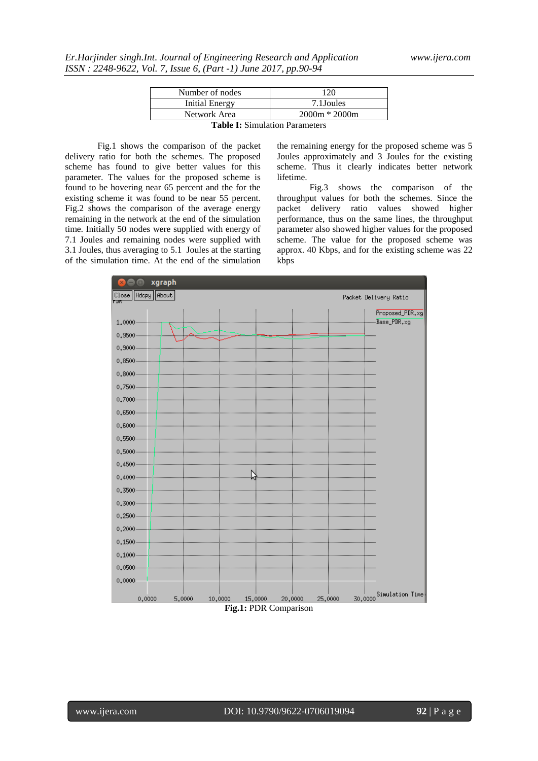| Number of nodes | 120 |
| --- | --- |
| Initial Energy | 7.1Joules |
| Network Area | 2000m * 2000m |

**Table I:** Simulation Parameters

Fig.1 shows the comparison of the packet delivery ratio for both the schemes. The proposed scheme has found to give better values for this parameter. The values for the proposed scheme is found to be hovering near 65 percent and the for the existing scheme it was found to be near 55 percent. Fig.2 shows the comparison of the average energy remaining in the network at the end of the simulation time. Initially 50 nodes were supplied with energy of 7.1 Joules and remaining nodes were supplied with 3.1 Joules, thus averaging to 5.1 Joules at the starting of the simulation time. At the end of the simulation the remaining energy for the proposed scheme was 5 Joules approximately and 3 Joules for the existing scheme. Thus it clearly indicates better network lifetime.

Fig.3 shows the comparison of the throughput values for both the schemes. Since the packet delivery ratio values showed higher performance, thus on the same lines, the throughput parameter also showed higher values for the proposed scheme. The value for the proposed scheme was approx. 40 Kbps, and for the existing scheme was 22 kbps

**Fig.1:** PDR Comparison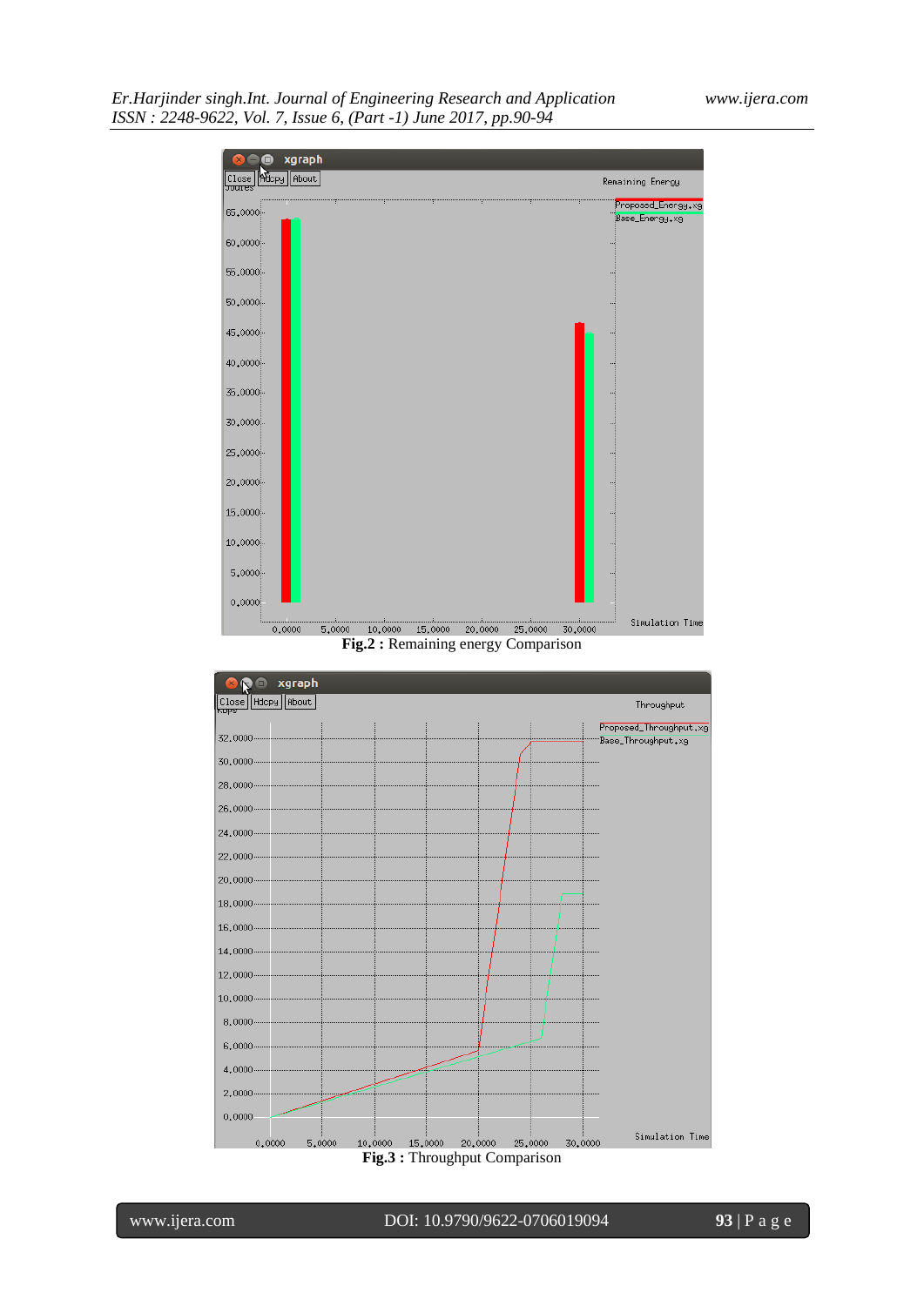**Fig.2 :** Remaining energy Comparison

**Fig.3 :** Throughput Comparison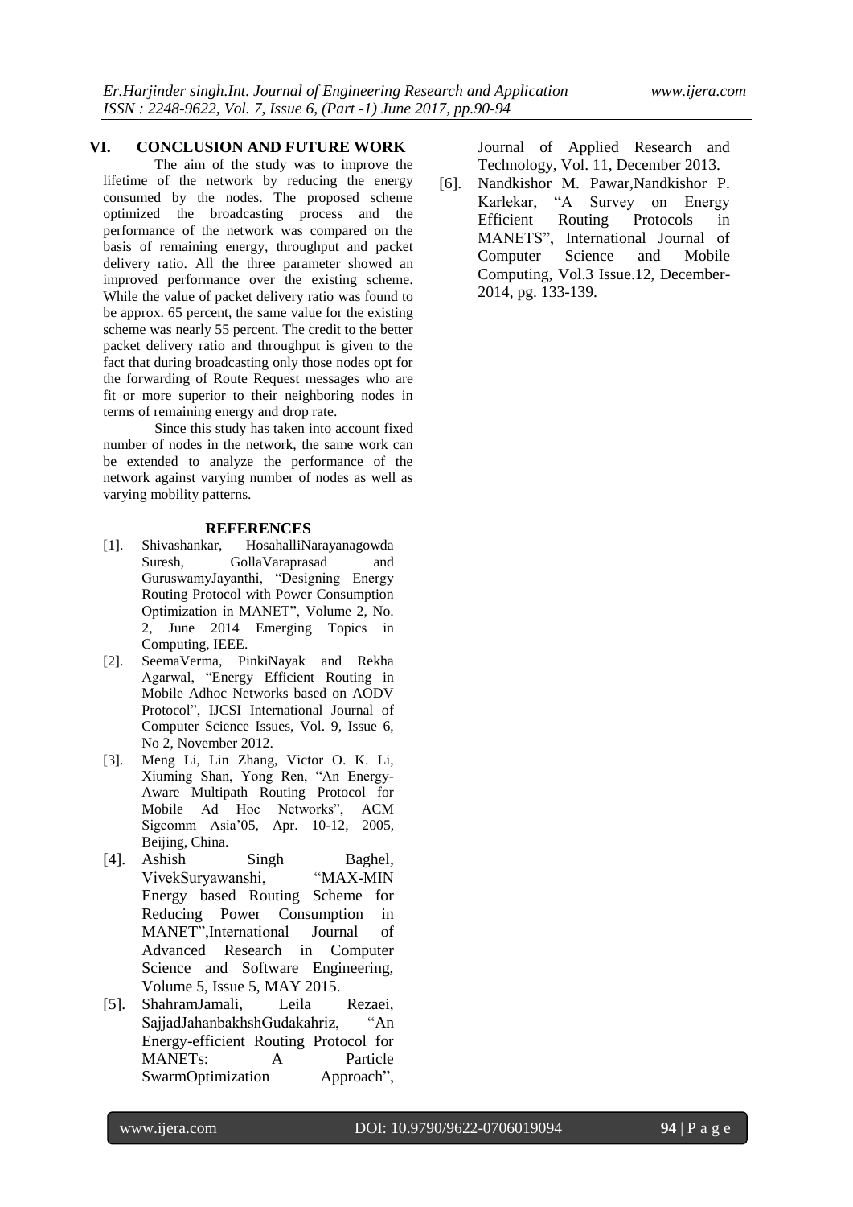## VI. CONCLUSION AND FUTURE WORK

The aim of the study was to improve the lifetime of the network by reducing the energy consumed by the nodes. The proposed scheme optimized the broadcasting process and the performance of the network was compared on the basis of remaining energy, throughput and packet delivery ratio. All the three parameter showed an improved performance over the existing scheme. While the value of packet delivery ratio was found to be approx. 65 percent, the same value for the existing scheme was nearly 55 percent. The credit to the better packet delivery ratio and throughput is given to the fact that during broadcasting only those nodes opt for the forwarding of Route Request messages who are fit or more superior to their neighboring nodes in terms of remaining energy and drop rate.

Since this study has taken into account fixed number of nodes in the network, the same work can be extended to analyze the performance of the network against varying number of nodes as well as varying mobility patterns.

## REFERENCES

- [1]. Shivashankar, HosahalliNarayanagowda Suresh, GollaVaraprasad and GuruswamyJayanthi, "Designing Energy Routing Protocol with Power Consumption Optimization in MANET", Volume 2, No. 2, June 2014 Emerging Topics in Computing, IEEE.
- [2]. SeemaVerma, PinkiNayak and Rekha Agarwal, "Energy Efficient Routing in Mobile Adhoc Networks based on AODV Protocol", IJCSI International Journal of Computer Science Issues, Vol. 9, Issue 6, No 2, November 2012.
- [3]. Meng Li, Lin Zhang, Victor O. K. Li, Xiuming Shan, Yong Ren, "An Energy-Aware Multipath Routing Protocol for Mobile Ad Hoc Networks", ACM Sigcomm Asia'05, Apr. 10-12, 2005, Beijing, China.
- [4]. Ashish Singh Baghel, VivekSuryawanshi, "MAX-MIN Energy based Routing Scheme for Reducing Power Consumption in MANET",International Journal of Advanced Research in Computer Science and Software Engineering, Volume 5, Issue 5, MAY 2015.
- [5]. ShahramJamali, Leila Rezaei, SajjadJahanbakhshGudakahriz, "An Energy-efficient Routing Protocol for MANETs: A Particle SwarmOptimization Approach", Journal of Applied Research and Technology, Vol. 11, December 2013.
- [6]. Nandkishor M. Pawar,Nandkishor P. Karlekar, "A Survey on Energy Efficient Routing Protocols in MANETS", International Journal of Computer Science and Mobile Computing, Vol.3 Issue.12, December-2014, pg. 133-139.